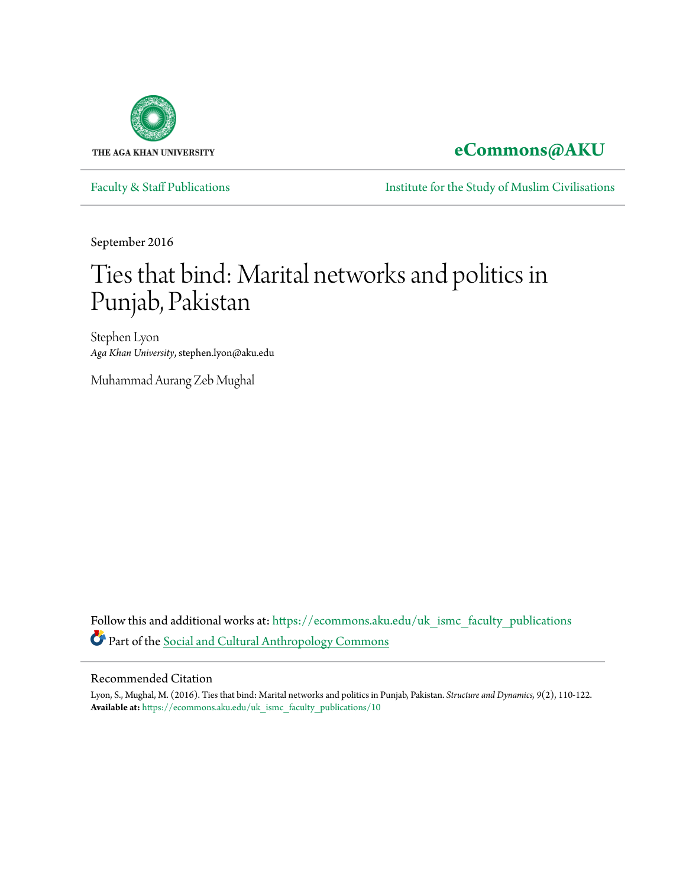THE AGA KHAN UNIVERSITY

**eCommons@AKU**

Faculty & Staff Publications

Institute for the Study of Muslim Civilisations

September 2016

# Ties that bind: Marital networks and politics in Punjab, Pakistan

Stephen Lyon
*Aga Khan University*, stephen.lyon@aku.edu

Muhammad Aurang Zeb Mughal

Follow this and additional works at: https://ecommons.aku.edu/uk_ismc_faculty_publications

Part of the Social and Cultural Anthropology Commons

## Recommended Citation

Lyon, S., Mughal, M. (2016). Ties that bind: Marital networks and politics in Punjab, Pakistan. *Structure and Dynamics, 9*(2), 110-122.
**Available at:** https://ecommons.aku.edu/uk_ismc_faculty_publications/10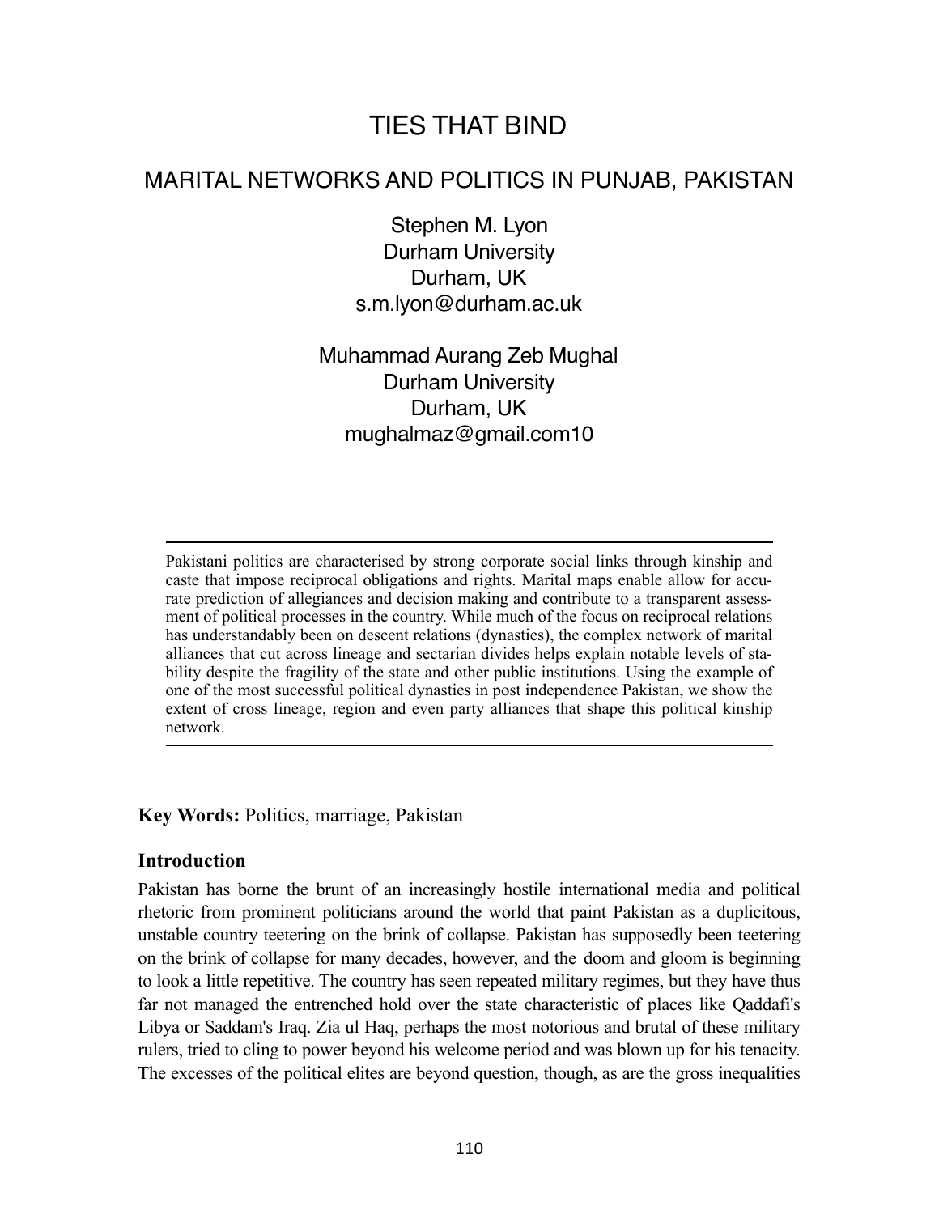# TIES THAT BIND

## MARITAL NETWORKS AND POLITICS IN PUNJAB, PAKISTAN

Stephen M. Lyon
Durham University
Durham, UK
s.m.lyon@durham.ac.uk

Muhammad Aurang Zeb Mughal
Durham University
Durham, UK
mughalmaz@gmail.com10

---

Pakistani politics are characterised by strong corporate social links through kinship and caste that impose reciprocal obligations and rights. Marital maps enable allow for accurate prediction of allegiances and decision making and contribute to a transparent assessment of political processes in the country. While much of the focus on reciprocal relations has understandably been on descent relations (dynasties), the complex network of marital alliances that cut across lineage and sectarian divides helps explain notable levels of stability despite the fragility of the state and other public institutions. Using the example of one of the most successful political dynasties in post independence Pakistan, we show the extent of cross lineage, region and even party alliances that shape this political kinship network.

---

**Key Words:** Politics, marriage, Pakistan

### Introduction

Pakistan has borne the brunt of an increasingly hostile international media and political rhetoric from prominent politicians around the world that paint Pakistan as a duplicitous, unstable country teetering on the brink of collapse. Pakistan has supposedly been teetering on the brink of collapse for many decades, however, and the doom and gloom is beginning to look a little repetitive. The country has seen repeated military regimes, but they have thus far not managed the entrenched hold over the state characteristic of places like Qaddafi's Libya or Saddam's Iraq. Zia ul Haq, perhaps the most notorious and brutal of these military rulers, tried to cling to power beyond his welcome period and was blown up for his tenacity. The excesses of the political elites are beyond question, though, as are the gross inequalities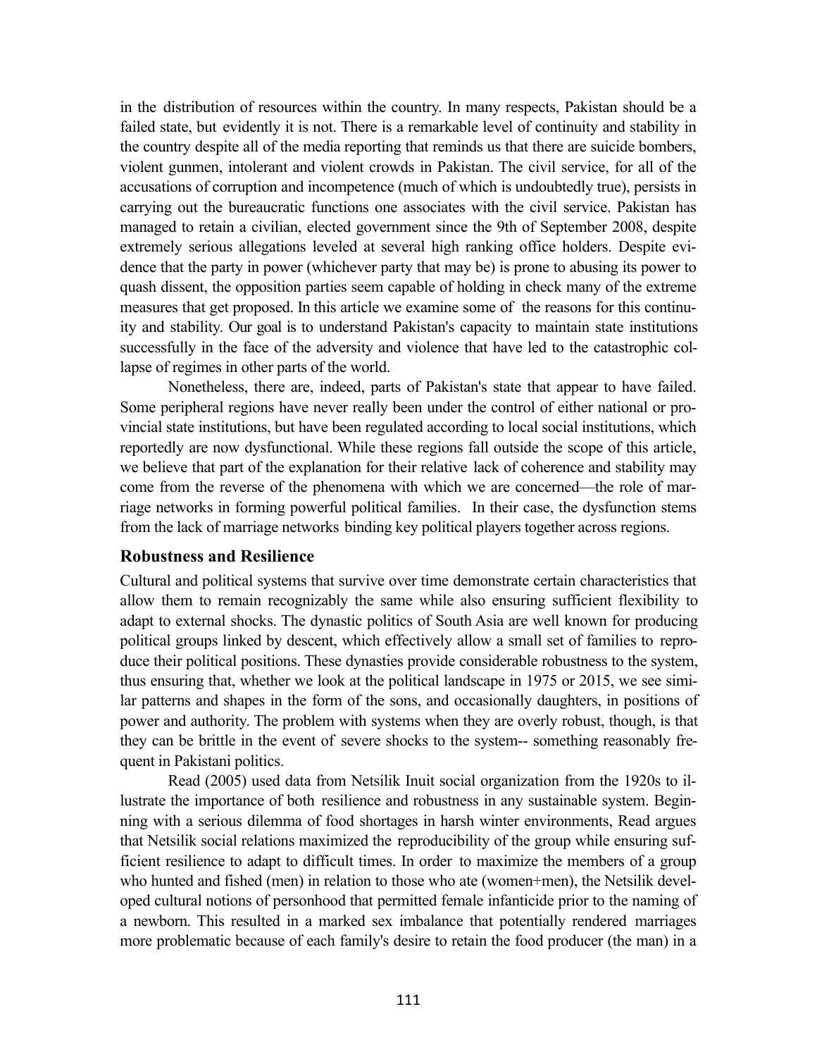in the distribution of resources within the country. In many respects, Pakistan should be a failed state, but evidently it is not. There is a remarkable level of continuity and stability in the country despite all of the media reporting that reminds us that there are suicide bombers, violent gunmen, intolerant and violent crowds in Pakistan. The civil service, for all of the accusations of corruption and incompetence (much of which is undoubtedly true), persists in carrying out the bureaucratic functions one associates with the civil service. Pakistan has managed to retain a civilian, elected government since the 9th of September 2008, despite extremely serious allegations leveled at several high ranking office holders. Despite evidence that the party in power (whichever party that may be) is prone to abusing its power to quash dissent, the opposition parties seem capable of holding in check many of the extreme measures that get proposed. In this article we examine some of the reasons for this continuity and stability. Our goal is to understand Pakistan's capacity to maintain state institutions successfully in the face of the adversity and violence that have led to the catastrophic collapse of regimes in other parts of the world.

Nonetheless, there are, indeed, parts of Pakistan's state that appear to have failed. Some peripheral regions have never really been under the control of either national or provincial state institutions, but have been regulated according to local social institutions, which reportedly are now dysfunctional. While these regions fall outside the scope of this article, we believe that part of the explanation for their relative lack of coherence and stability may come from the reverse of the phenomena with which we are concerned—the role of marriage networks in forming powerful political families. In their case, the dysfunction stems from the lack of marriage networks binding key political players together across regions.

## Robustness and Resilience

Cultural and political systems that survive over time demonstrate certain characteristics that allow them to remain recognizably the same while also ensuring sufficient flexibility to adapt to external shocks. The dynastic politics of South Asia are well known for producing political groups linked by descent, which effectively allow a small set of families to reproduce their political positions. These dynasties provide considerable robustness to the system, thus ensuring that, whether we look at the political landscape in 1975 or 2015, we see similar patterns and shapes in the form of the sons, and occasionally daughters, in positions of power and authority. The problem with systems when they are overly robust, though, is that they can be brittle in the event of severe shocks to the system-- something reasonably frequent in Pakistani politics.

Read (2005) used data from Netsilik Inuit social organization from the 1920s to illustrate the importance of both resilience and robustness in any sustainable system. Beginning with a serious dilemma of food shortages in harsh winter environments, Read argues that Netsilik social relations maximized the reproducibility of the group while ensuring sufficient resilience to adapt to difficult times. In order to maximize the members of a group who hunted and fished (men) in relation to those who ate (women+men), the Netsilik developed cultural notions of personhood that permitted female infanticide prior to the naming of a newborn. This resulted in a marked sex imbalance that potentially rendered marriages more problematic because of each family's desire to retain the food producer (the man) in a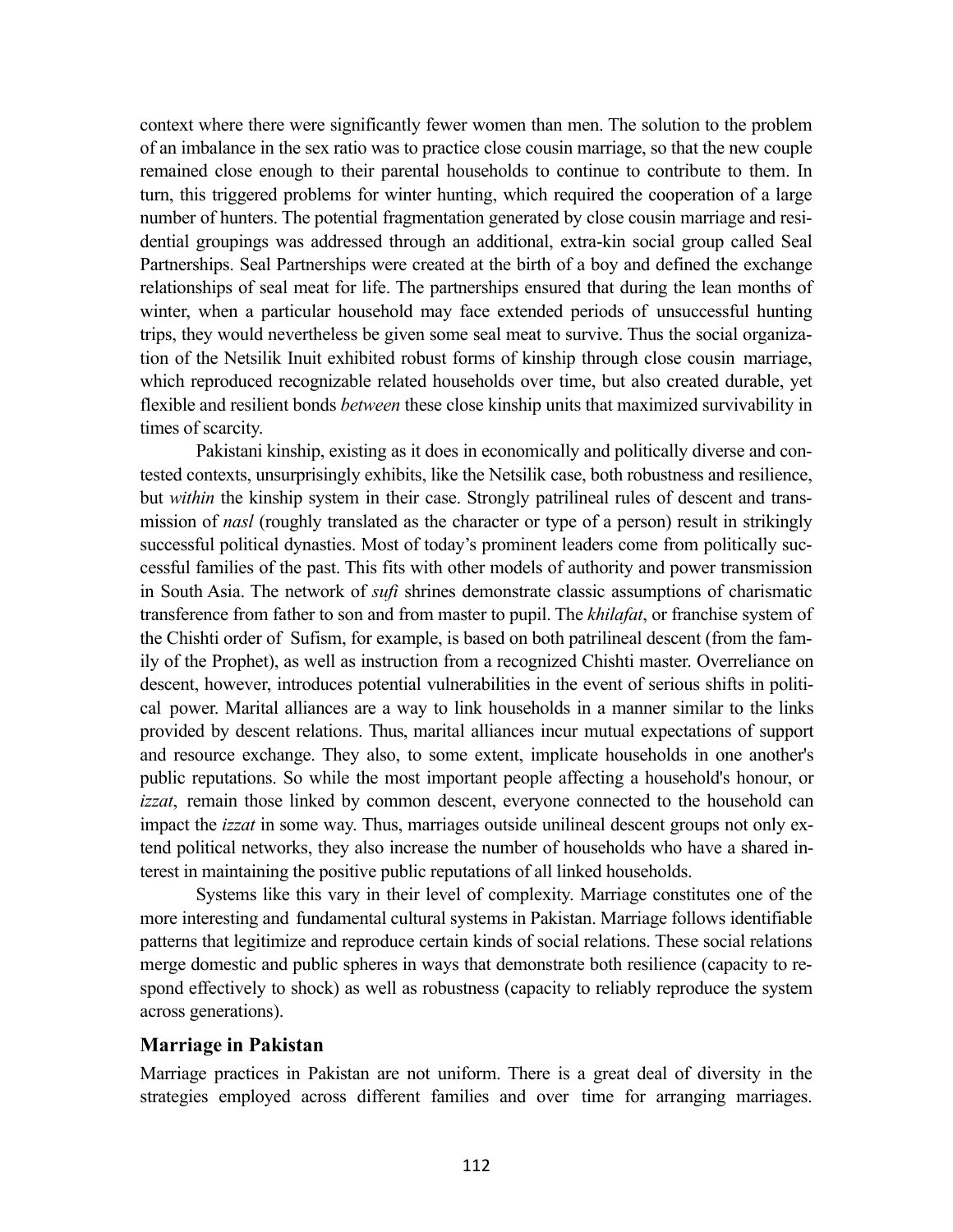context where there were significantly fewer women than men. The solution to the problem of an imbalance in the sex ratio was to practice close cousin marriage, so that the new couple remained close enough to their parental households to continue to contribute to them. In turn, this triggered problems for winter hunting, which required the cooperation of a large number of hunters. The potential fragmentation generated by close cousin marriage and residential groupings was addressed through an additional, extra-kin social group called Seal Partnerships. Seal Partnerships were created at the birth of a boy and defined the exchange relationships of seal meat for life. The partnerships ensured that during the lean months of winter, when a particular household may face extended periods of unsuccessful hunting trips, they would nevertheless be given some seal meat to survive. Thus the social organization of the Netsilik Inuit exhibited robust forms of kinship through close cousin marriage, which reproduced recognizable related households over time, but also created durable, yet flexible and resilient bonds *between* these close kinship units that maximized survivability in times of scarcity.

Pakistani kinship, existing as it does in economically and politically diverse and contested contexts, unsurprisingly exhibits, like the Netsilik case, both robustness and resilience, but *within* the kinship system in their case. Strongly patrilineal rules of descent and transmission of *nasl* (roughly translated as the character or type of a person) result in strikingly successful political dynasties. Most of today's prominent leaders come from politically successful families of the past. This fits with other models of authority and power transmission in South Asia. The network of *sufi* shrines demonstrate classic assumptions of charismatic transference from father to son and from master to pupil. The *khilafat*, or franchise system of the Chishti order of Sufism, for example, is based on both patrilineal descent (from the family of the Prophet), as well as instruction from a recognized Chishti master. Overreliance on descent, however, introduces potential vulnerabilities in the event of serious shifts in political power. Marital alliances are a way to link households in a manner similar to the links provided by descent relations. Thus, marital alliances incur mutual expectations of support and resource exchange. They also, to some extent, implicate households in one another's public reputations. So while the most important people affecting a household's honour, or *izzat*, remain those linked by common descent, everyone connected to the household can impact the *izzat* in some way. Thus, marriages outside unilineal descent groups not only extend political networks, they also increase the number of households who have a shared interest in maintaining the positive public reputations of all linked households.

Systems like this vary in their level of complexity. Marriage constitutes one of the more interesting and fundamental cultural systems in Pakistan. Marriage follows identifiable patterns that legitimize and reproduce certain kinds of social relations. These social relations merge domestic and public spheres in ways that demonstrate both resilience (capacity to respond effectively to shock) as well as robustness (capacity to reliably reproduce the system across generations).

## Marriage in Pakistan

Marriage practices in Pakistan are not uniform. There is a great deal of diversity in the strategies employed across different families and over time for arranging marriages.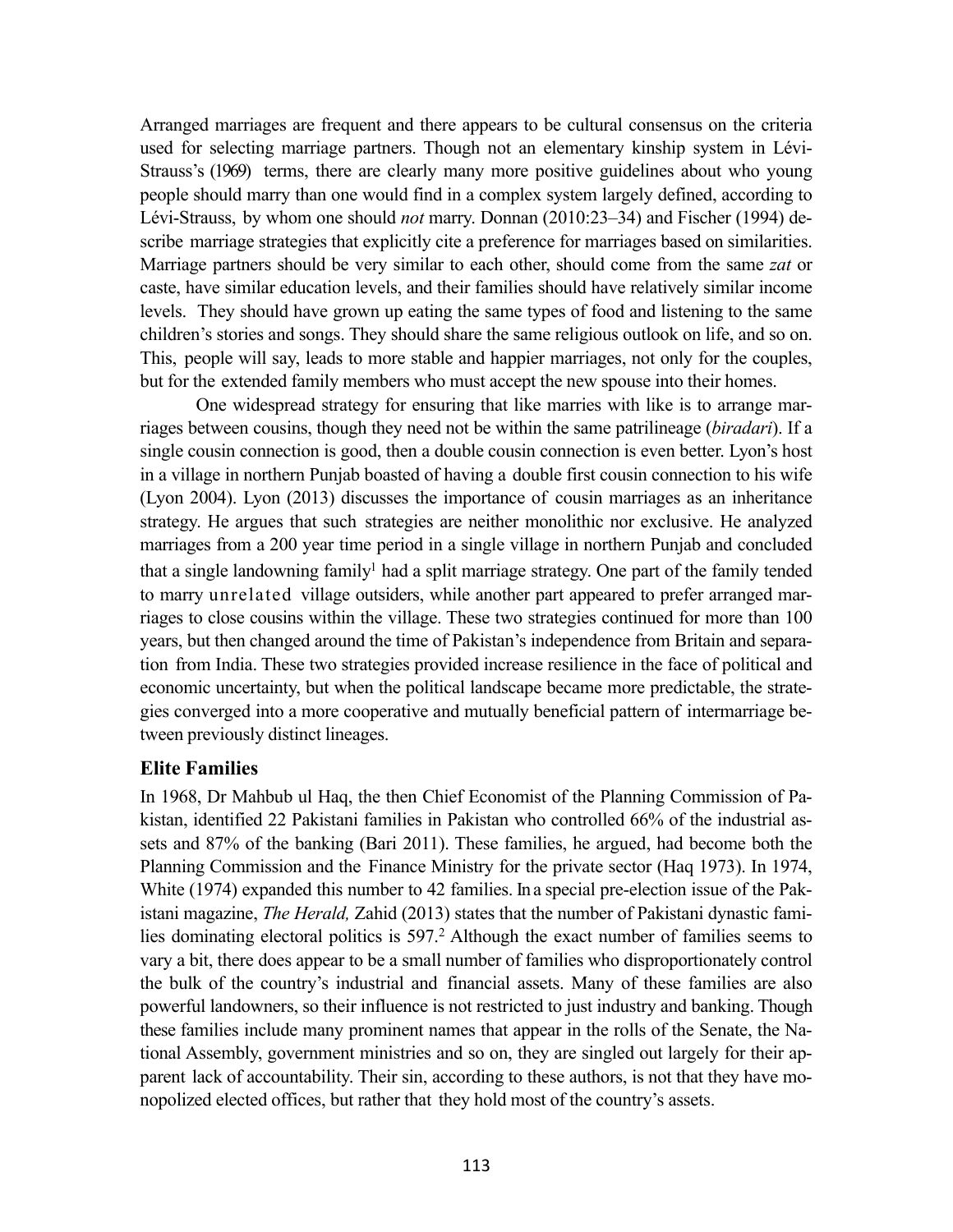Arranged marriages are frequent and there appears to be cultural consensus on the criteria used for selecting marriage partners. Though not an elementary kinship system in Lévi-Strauss's (1969) terms, there are clearly many more positive guidelines about who young people should marry than one would find in a complex system largely defined, according to Lévi-Strauss, by whom one should *not* marry. Donnan (2010:23–34) and Fischer (1994) describe marriage strategies that explicitly cite a preference for marriages based on similarities. Marriage partners should be very similar to each other, should come from the same *zat* or caste, have similar education levels, and their families should have relatively similar income levels. They should have grown up eating the same types of food and listening to the same children's stories and songs. They should share the same religious outlook on life, and so on. This, people will say, leads to more stable and happier marriages, not only for the couples, but for the extended family members who must accept the new spouse into their homes.

One widespread strategy for ensuring that like marries with like is to arrange marriages between cousins, though they need not be within the same patrilineage (*biradari*). If a single cousin connection is good, then a double cousin connection is even better. Lyon's host in a village in northern Punjab boasted of having a double first cousin connection to his wife (Lyon 2004). Lyon (2013) discusses the importance of cousin marriages as an inheritance strategy. He argues that such strategies are neither monolithic nor exclusive. He analyzed marriages from a 200 year time period in a single village in northern Punjab and concluded that a single landowning family[1] had a split marriage strategy. One part of the family tended to marry unrelated village outsiders, while another part appeared to prefer arranged marriages to close cousins within the village. These two strategies continued for more than 100 years, but then changed around the time of Pakistan's independence from Britain and separation from India. These two strategies provided increase resilience in the face of political and economic uncertainty, but when the political landscape became more predictable, the strategies converged into a more cooperative and mutually beneficial pattern of intermarriage between previously distinct lineages.

### Elite Families

In 1968, Dr Mahbub ul Haq, the then Chief Economist of the Planning Commission of Pakistan, identified 22 Pakistani families in Pakistan who controlled 66% of the industrial assets and 87% of the banking (Bari 2011). These families, he argued, had become both the Planning Commission and the Finance Ministry for the private sector (Haq 1973). In 1974, White (1974) expanded this number to 42 families. In a special pre-election issue of the Pakistani magazine, *The Herald,* Zahid (2013) states that the number of Pakistani dynastic families dominating electoral politics is 597.[2] Although the exact number of families seems to vary a bit, there does appear to be a small number of families who disproportionately control the bulk of the country's industrial and financial assets. Many of these families are also powerful landowners, so their influence is not restricted to just industry and banking. Though these families include many prominent names that appear in the rolls of the Senate, the National Assembly, government ministries and so on, they are singled out largely for their apparent lack of accountability. Their sin, according to these authors, is not that they have monopolized elected offices, but rather that they hold most of the country's assets.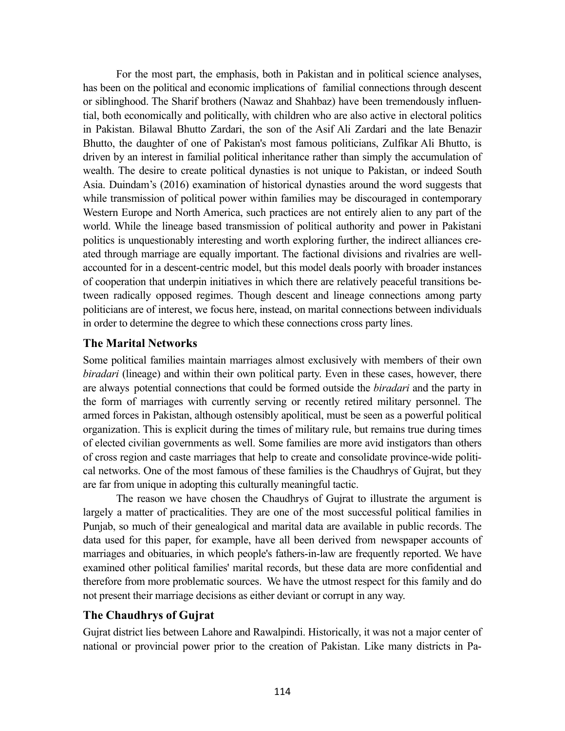For the most part, the emphasis, both in Pakistan and in political science analyses, has been on the political and economic implications of familial connections through descent or siblinghood. The Sharif brothers (Nawaz and Shahbaz) have been tremendously influential, both economically and politically, with children who are also active in electoral politics in Pakistan. Bilawal Bhutto Zardari, the son of the Asif Ali Zardari and the late Benazir Bhutto, the daughter of one of Pakistan's most famous politicians, Zulfikar Ali Bhutto, is driven by an interest in familial political inheritance rather than simply the accumulation of wealth. The desire to create political dynasties is not unique to Pakistan, or indeed South Asia. Duindam's (2016) examination of historical dynasties around the word suggests that while transmission of political power within families may be discouraged in contemporary Western Europe and North America, such practices are not entirely alien to any part of the world. While the lineage based transmission of political authority and power in Pakistani politics is unquestionably interesting and worth exploring further, the indirect alliances created through marriage are equally important. The factional divisions and rivalries are well-accounted for in a descent-centric model, but this model deals poorly with broader instances of cooperation that underpin initiatives in which there are relatively peaceful transitions between radically opposed regimes. Though descent and lineage connections among party politicians are of interest, we focus here, instead, on marital connections between individuals in order to determine the degree to which these connections cross party lines.

### The Marital Networks

Some political families maintain marriages almost exclusively with members of their own *biradari* (lineage) and within their own political party. Even in these cases, however, there are always potential connections that could be formed outside the *biradari* and the party in the form of marriages with currently serving or recently retired military personnel. The armed forces in Pakistan, although ostensibly apolitical, must be seen as a powerful political organization. This is explicit during the times of military rule, but remains true during times of elected civilian governments as well. Some families are more avid instigators than others of cross region and caste marriages that help to create and consolidate province-wide political networks. One of the most famous of these families is the Chaudhrys of Gujrat, but they are far from unique in adopting this culturally meaningful tactic.

The reason we have chosen the Chaudhrys of Gujrat to illustrate the argument is largely a matter of practicalities. They are one of the most successful political families in Punjab, so much of their genealogical and marital data are available in public records. The data used for this paper, for example, have all been derived from newspaper accounts of marriages and obituaries, in which people's fathers-in-law are frequently reported. We have examined other political families' marital records, but these data are more confidential and therefore from more problematic sources. We have the utmost respect for this family and do not present their marriage decisions as either deviant or corrupt in any way.

### The Chaudhrys of Gujrat

Gujrat district lies between Lahore and Rawalpindi. Historically, it was not a major center of national or provincial power prior to the creation of Pakistan. Like many districts in Pa-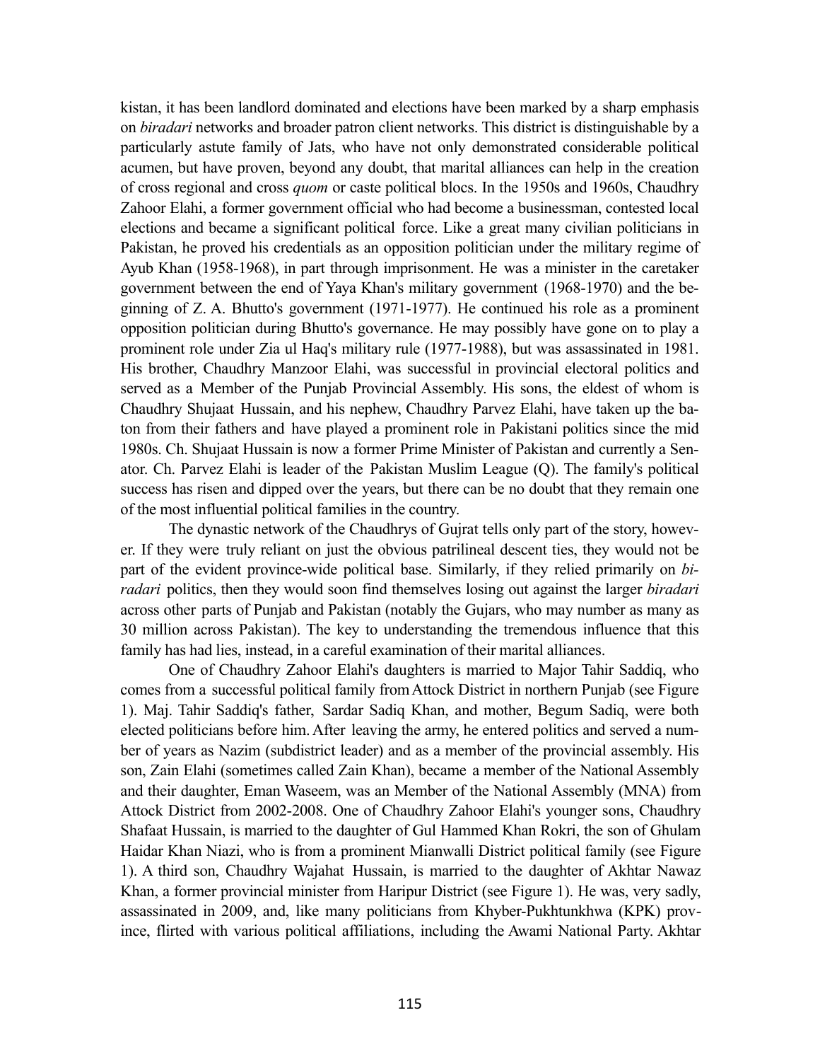kistan, it has been landlord dominated and elections have been marked by a sharp emphasis on *biradari* networks and broader patron client networks. This district is distinguishable by a particularly astute family of Jats, who have not only demonstrated considerable political acumen, but have proven, beyond any doubt, that marital alliances can help in the creation of cross regional and cross *quom* or caste political blocs. In the 1950s and 1960s, Chaudhry Zahoor Elahi, a former government official who had become a businessman, contested local elections and became a significant political force. Like a great many civilian politicians in Pakistan, he proved his credentials as an opposition politician under the military regime of Ayub Khan (1958-1968), in part through imprisonment. He was a minister in the caretaker government between the end of Yaya Khan's military government (1968-1970) and the beginning of Z. A. Bhutto's government (1971-1977). He continued his role as a prominent opposition politician during Bhutto's governance. He may possibly have gone on to play a prominent role under Zia ul Haq's military rule (1977-1988), but was assassinated in 1981. His brother, Chaudhry Manzoor Elahi, was successful in provincial electoral politics and served as a Member of the Punjab Provincial Assembly. His sons, the eldest of whom is Chaudhry Shujaat Hussain, and his nephew, Chaudhry Parvez Elahi, have taken up the baton from their fathers and have played a prominent role in Pakistani politics since the mid 1980s. Ch. Shujaat Hussain is now a former Prime Minister of Pakistan and currently a Senator. Ch. Parvez Elahi is leader of the Pakistan Muslim League (Q). The family's political success has risen and dipped over the years, but there can be no doubt that they remain one of the most influential political families in the country.

The dynastic network of the Chaudhrys of Gujrat tells only part of the story, however. If they were truly reliant on just the obvious patrilineal descent ties, they would not be part of the evident province-wide political base. Similarly, if they relied primarily on *biradari* politics, then they would soon find themselves losing out against the larger *biradari* across other parts of Punjab and Pakistan (notably the Gujars, who may number as many as 30 million across Pakistan). The key to understanding the tremendous influence that this family has had lies, instead, in a careful examination of their marital alliances.

One of Chaudhry Zahoor Elahi's daughters is married to Major Tahir Saddiq, who comes from a successful political family from Attock District in northern Punjab (see Figure 1). Maj. Tahir Saddiq's father, Sardar Sadiq Khan, and mother, Begum Sadiq, were both elected politicians before him. After leaving the army, he entered politics and served a number of years as Nazim (subdistrict leader) and as a member of the provincial assembly. His son, Zain Elahi (sometimes called Zain Khan), became a member of the National Assembly and their daughter, Eman Waseem, was an Member of the National Assembly (MNA) from Attock District from 2002-2008. One of Chaudhry Zahoor Elahi's younger sons, Chaudhry Shafaat Hussain, is married to the daughter of Gul Hammed Khan Rokri, the son of Ghulam Haidar Khan Niazi, who is from a prominent Mianwalli District political family (see Figure 1). A third son, Chaudhry Wajahat Hussain, is married to the daughter of Akhtar Nawaz Khan, a former provincial minister from Haripur District (see Figure 1). He was, very sadly, assassinated in 2009, and, like many politicians from Khyber-Pukhtunkhwa (KPK) province, flirted with various political affiliations, including the Awami National Party. Akhtar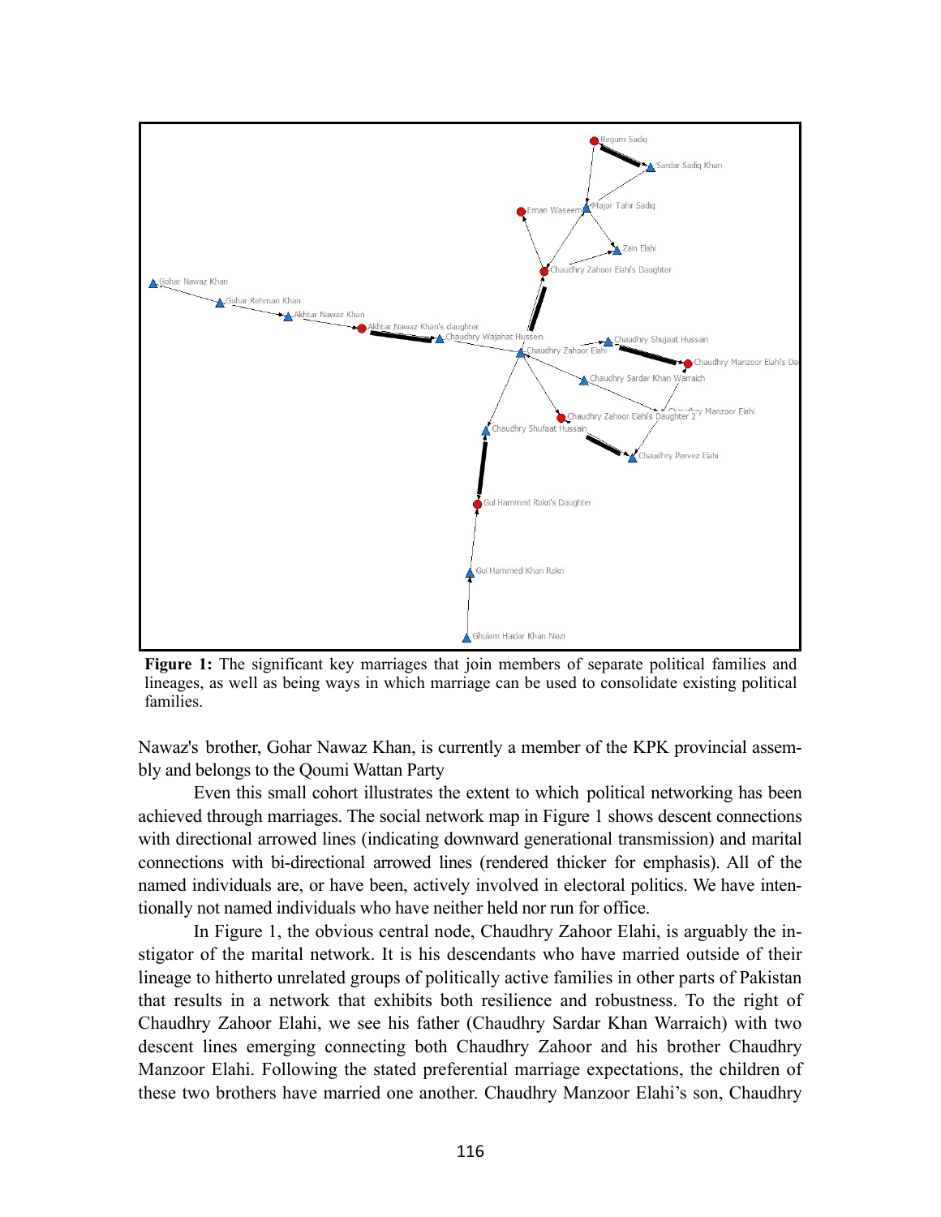**Figure 1:** The significant key marriages that join members of separate political families and lineages, as well as being ways in which marriage can be used to consolidate existing political families.

Nawaz's brother, Gohar Nawaz Khan, is currently a member of the KPK provincial assembly and belongs to the Qoumi Wattan Party

Even this small cohort illustrates the extent to which political networking has been achieved through marriages. The social network map in Figure 1 shows descent connections with directional arrowed lines (indicating downward generational transmission) and marital connections with bi-directional arrowed lines (rendered thicker for emphasis). All of the named individuals are, or have been, actively involved in electoral politics. We have intentionally not named individuals who have neither held nor run for office.

In Figure 1, the obvious central node, Chaudhry Zahoor Elahi, is arguably the instigator of the marital network. It is his descendants who have married outside of their lineage to hitherto unrelated groups of politically active families in other parts of Pakistan that results in a network that exhibits both resilience and robustness. To the right of Chaudhry Zahoor Elahi, we see his father (Chaudhry Sardar Khan Warraich) with two descent lines emerging connecting both Chaudhry Zahoor and his brother Chaudhry Manzoor Elahi. Following the stated preferential marriage expectations, the children of these two brothers have married one another. Chaudhry Manzoor Elahi's son, Chaudhry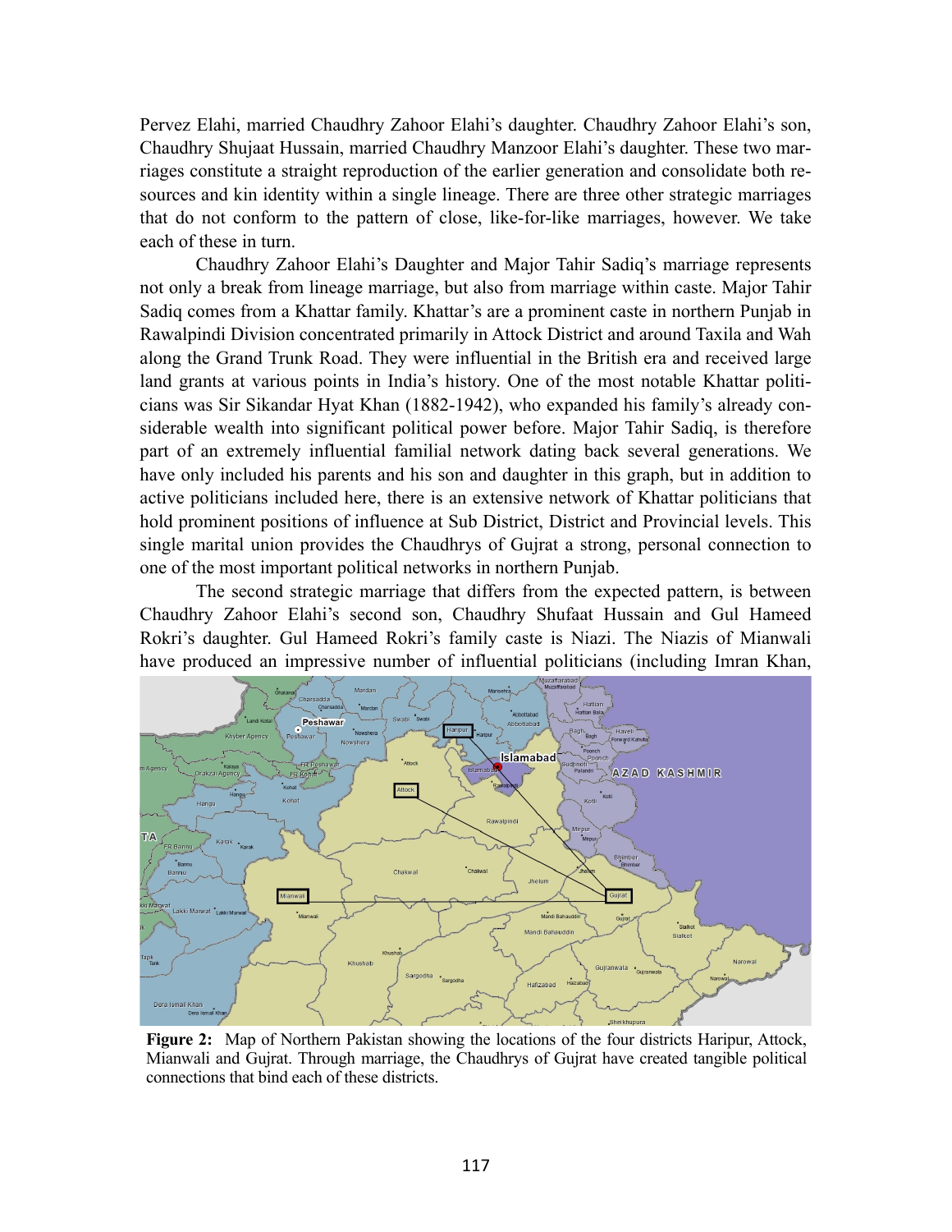Pervez Elahi, married Chaudhry Zahoor Elahi's daughter. Chaudhry Zahoor Elahi's son, Chaudhry Shujaat Hussain, married Chaudhry Manzoor Elahi's daughter. These two marriages constitute a straight reproduction of the earlier generation and consolidate both resources and kin identity within a single lineage. There are three other strategic marriages that do not conform to the pattern of close, like-for-like marriages, however. We take each of these in turn.

Chaudhry Zahoor Elahi's Daughter and Major Tahir Sadiq's marriage represents not only a break from lineage marriage, but also from marriage within caste. Major Tahir Sadiq comes from a Khattar family. Khattar's are a prominent caste in northern Punjab in Rawalpindi Division concentrated primarily in Attock District and around Taxila and Wah along the Grand Trunk Road. They were influential in the British era and received large land grants at various points in India's history. One of the most notable Khattar politicians was Sir Sikandar Hyat Khan (1882-1942), who expanded his family's already considerable wealth into significant political power before. Major Tahir Sadiq, is therefore part of an extremely influential familial network dating back several generations. We have only included his parents and his son and daughter in this graph, but in addition to active politicians included here, there is an extensive network of Khattar politicians that hold prominent positions of influence at Sub District, District and Provincial levels. This single marital union provides the Chaudhrys of Gujrat a strong, personal connection to one of the most important political networks in northern Punjab.

The second strategic marriage that differs from the expected pattern, is between Chaudhry Zahoor Elahi's second son, Chaudhry Shufaat Hussain and Gul Hameed Rokri's daughter. Gul Hameed Rokri's family caste is Niazi. The Niazis of Mianwali have produced an impressive number of influential politicians (including Imran Khan,

**Figure 2:** Map of Northern Pakistan showing the locations of the four districts Haripur, Attock, Mianwali and Gujrat. Through marriage, the Chaudhrys of Gujrat have created tangible political connections that bind each of these districts.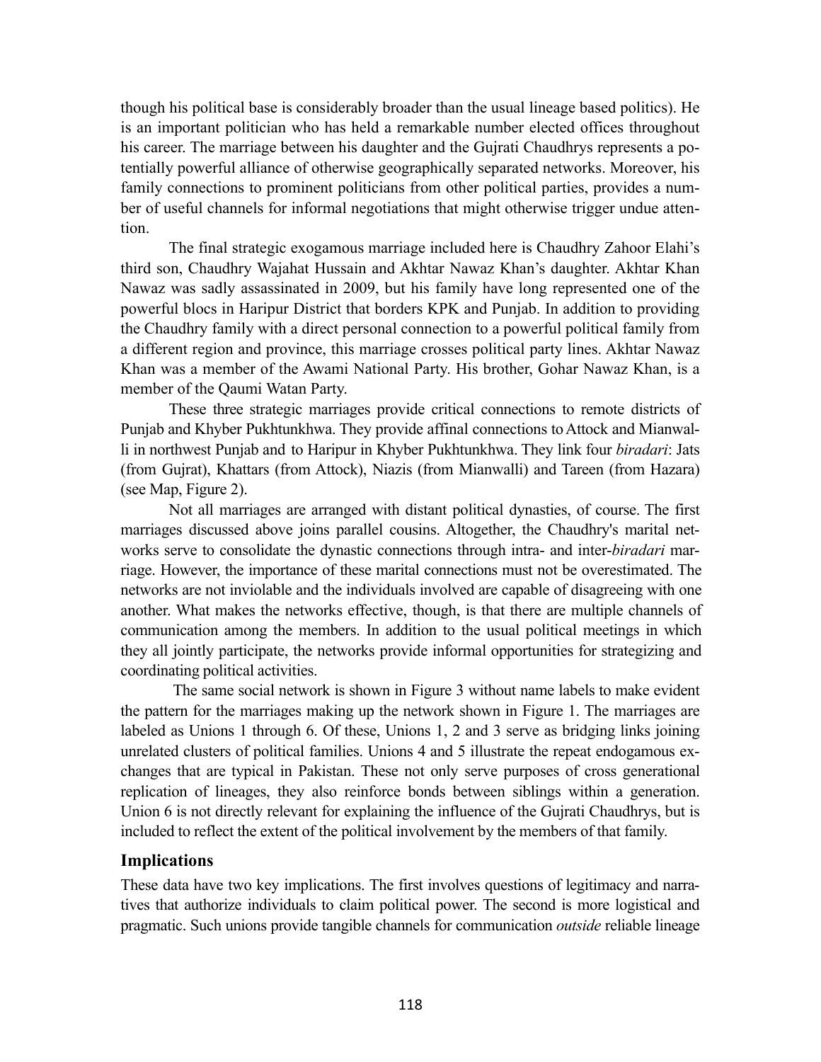though his political base is considerably broader than the usual lineage based politics). He is an important politician who has held a remarkable number elected offices throughout his career. The marriage between his daughter and the Gujrati Chaudhrys represents a potentially powerful alliance of otherwise geographically separated networks. Moreover, his family connections to prominent politicians from other political parties, provides a number of useful channels for informal negotiations that might otherwise trigger undue attention.

The final strategic exogamous marriage included here is Chaudhry Zahoor Elahi's third son, Chaudhry Wajahat Hussain and Akhtar Nawaz Khan's daughter. Akhtar Khan Nawaz was sadly assassinated in 2009, but his family have long represented one of the powerful blocs in Haripur District that borders KPK and Punjab. In addition to providing the Chaudhry family with a direct personal connection to a powerful political family from a different region and province, this marriage crosses political party lines. Akhtar Nawaz Khan was a member of the Awami National Party. His brother, Gohar Nawaz Khan, is a member of the Qaumi Watan Party.

These three strategic marriages provide critical connections to remote districts of Punjab and Khyber Pukhtunkhwa. They provide affinal connections to Attock and Mianwalli in northwest Punjab and to Haripur in Khyber Pukhtunkhwa. They link four *biradari*: Jats (from Gujrat), Khattars (from Attock), Niazis (from Mianwalli) and Tareen (from Hazara) (see Map, Figure 2).

Not all marriages are arranged with distant political dynasties, of course. The first marriages discussed above joins parallel cousins. Altogether, the Chaudhry's marital networks serve to consolidate the dynastic connections through intra- and inter-*biradari* marriage. However, the importance of these marital connections must not be overestimated. The networks are not inviolable and the individuals involved are capable of disagreeing with one another. What makes the networks effective, though, is that there are multiple channels of communication among the members. In addition to the usual political meetings in which they all jointly participate, the networks provide informal opportunities for strategizing and coordinating political activities.

The same social network is shown in Figure 3 without name labels to make evident the pattern for the marriages making up the network shown in Figure 1. The marriages are labeled as Unions 1 through 6. Of these, Unions 1, 2 and 3 serve as bridging links joining unrelated clusters of political families. Unions 4 and 5 illustrate the repeat endogamous exchanges that are typical in Pakistan. These not only serve purposes of cross generational replication of lineages, they also reinforce bonds between siblings within a generation. Union 6 is not directly relevant for explaining the influence of the Gujrati Chaudhrys, but is included to reflect the extent of the political involvement by the members of that family.

## Implications

These data have two key implications. The first involves questions of legitimacy and narratives that authorize individuals to claim political power. The second is more logistical and pragmatic. Such unions provide tangible channels for communication *outside* reliable lineage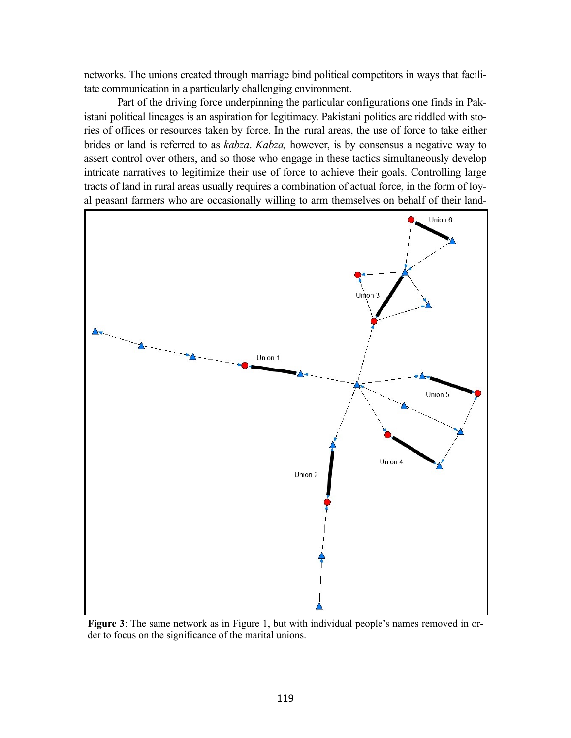networks. The unions created through marriage bind political competitors in ways that facilitate communication in a particularly challenging environment.

Part of the driving force underpinning the particular configurations one finds in Pakistani political lineages is an aspiration for legitimacy. Pakistani politics are riddled with stories of offices or resources taken by force. In the rural areas, the use of force to take either brides or land is referred to as *kabza*. *Kabza,* however, is by consensus a negative way to assert control over others, and so those who engage in these tactics simultaneously develop intricate narratives to legitimize their use of force to achieve their goals. Controlling large tracts of land in rural areas usually requires a combination of actual force, in the form of loyal peasant farmers who are occasionally willing to arm themselves on behalf of their land-

**Figure 3**: The same network as in Figure 1, but with individual people's names removed in order to focus on the significance of the marital unions.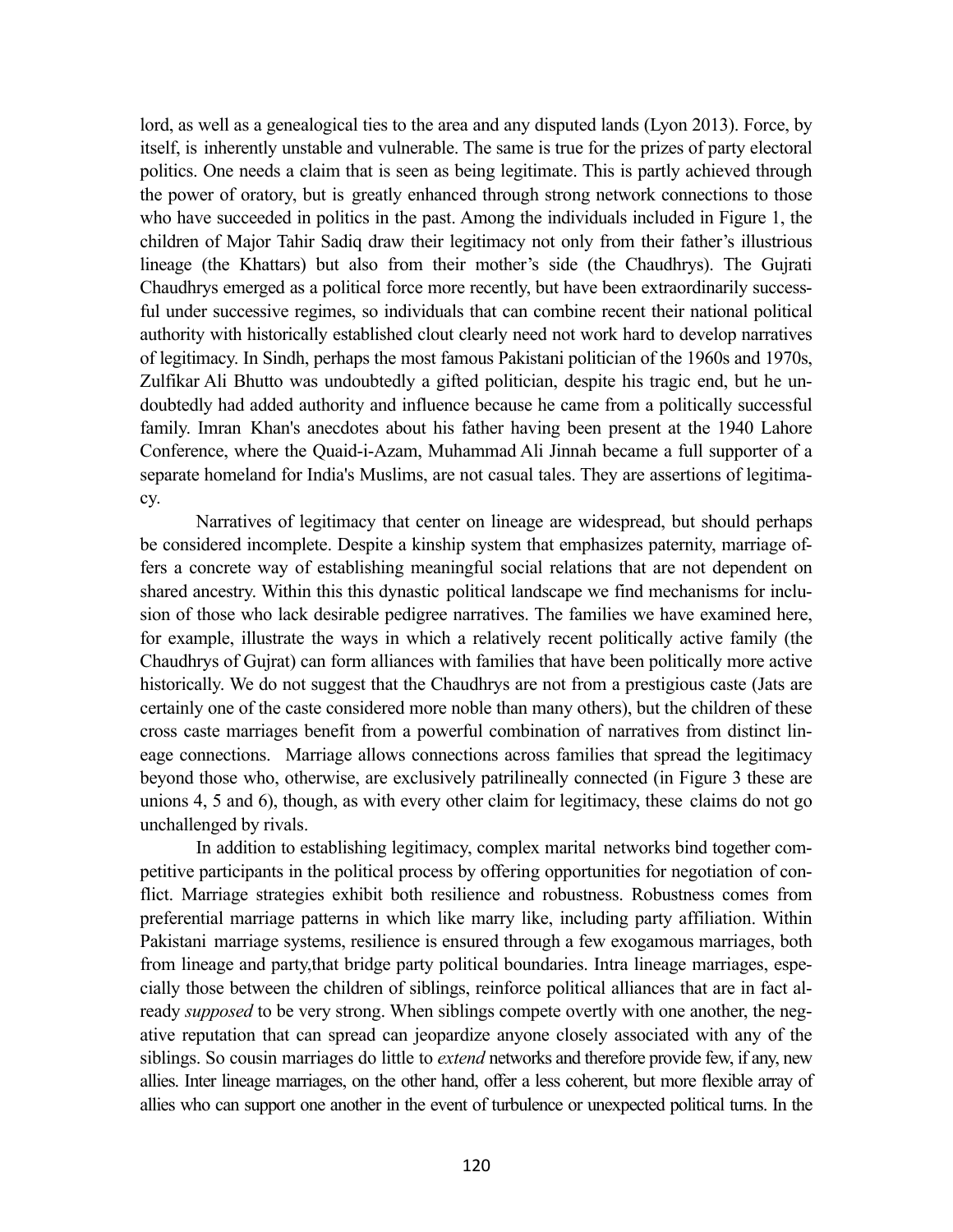lord, as well as a genealogical ties to the area and any disputed lands (Lyon 2013). Force, by itself, is inherently unstable and vulnerable. The same is true for the prizes of party electoral politics. One needs a claim that is seen as being legitimate. This is partly achieved through the power of oratory, but is greatly enhanced through strong network connections to those who have succeeded in politics in the past. Among the individuals included in Figure 1, the children of Major Tahir Sadiq draw their legitimacy not only from their father's illustrious lineage (the Khattars) but also from their mother's side (the Chaudhrys). The Gujrati Chaudhrys emerged as a political force more recently, but have been extraordinarily successful under successive regimes, so individuals that can combine recent their national political authority with historically established clout clearly need not work hard to develop narratives of legitimacy. In Sindh, perhaps the most famous Pakistani politician of the 1960s and 1970s, Zulfikar Ali Bhutto was undoubtedly a gifted politician, despite his tragic end, but he undoubtedly had added authority and influence because he came from a politically successful family. Imran Khan's anecdotes about his father having been present at the 1940 Lahore Conference, where the Quaid-i-Azam, Muhammad Ali Jinnah became a full supporter of a separate homeland for India's Muslims, are not casual tales. They are assertions of legitimacy.

Narratives of legitimacy that center on lineage are widespread, but should perhaps be considered incomplete. Despite a kinship system that emphasizes paternity, marriage offers a concrete way of establishing meaningful social relations that are not dependent on shared ancestry. Within this this dynastic political landscape we find mechanisms for inclusion of those who lack desirable pedigree narratives. The families we have examined here, for example, illustrate the ways in which a relatively recent politically active family (the Chaudhrys of Gujrat) can form alliances with families that have been politically more active historically. We do not suggest that the Chaudhrys are not from a prestigious caste (Jats are certainly one of the caste considered more noble than many others), but the children of these cross caste marriages benefit from a powerful combination of narratives from distinct lineage connections. Marriage allows connections across families that spread the legitimacy beyond those who, otherwise, are exclusively patrilineally connected (in Figure 3 these are unions 4, 5 and 6), though, as with every other claim for legitimacy, these claims do not go unchallenged by rivals.

In addition to establishing legitimacy, complex marital networks bind together competitive participants in the political process by offering opportunities for negotiation of conflict. Marriage strategies exhibit both resilience and robustness. Robustness comes from preferential marriage patterns in which like marry like, including party affiliation. Within Pakistani marriage systems, resilience is ensured through a few exogamous marriages, both from lineage and party,that bridge party political boundaries. Intra lineage marriages, especially those between the children of siblings, reinforce political alliances that are in fact already *supposed* to be very strong. When siblings compete overtly with one another, the negative reputation that can spread can jeopardize anyone closely associated with any of the siblings. So cousin marriages do little to *extend* networks and therefore provide few, if any, new allies. Inter lineage marriages, on the other hand, offer a less coherent, but more flexible array of allies who can support one another in the event of turbulence or unexpected political turns. In the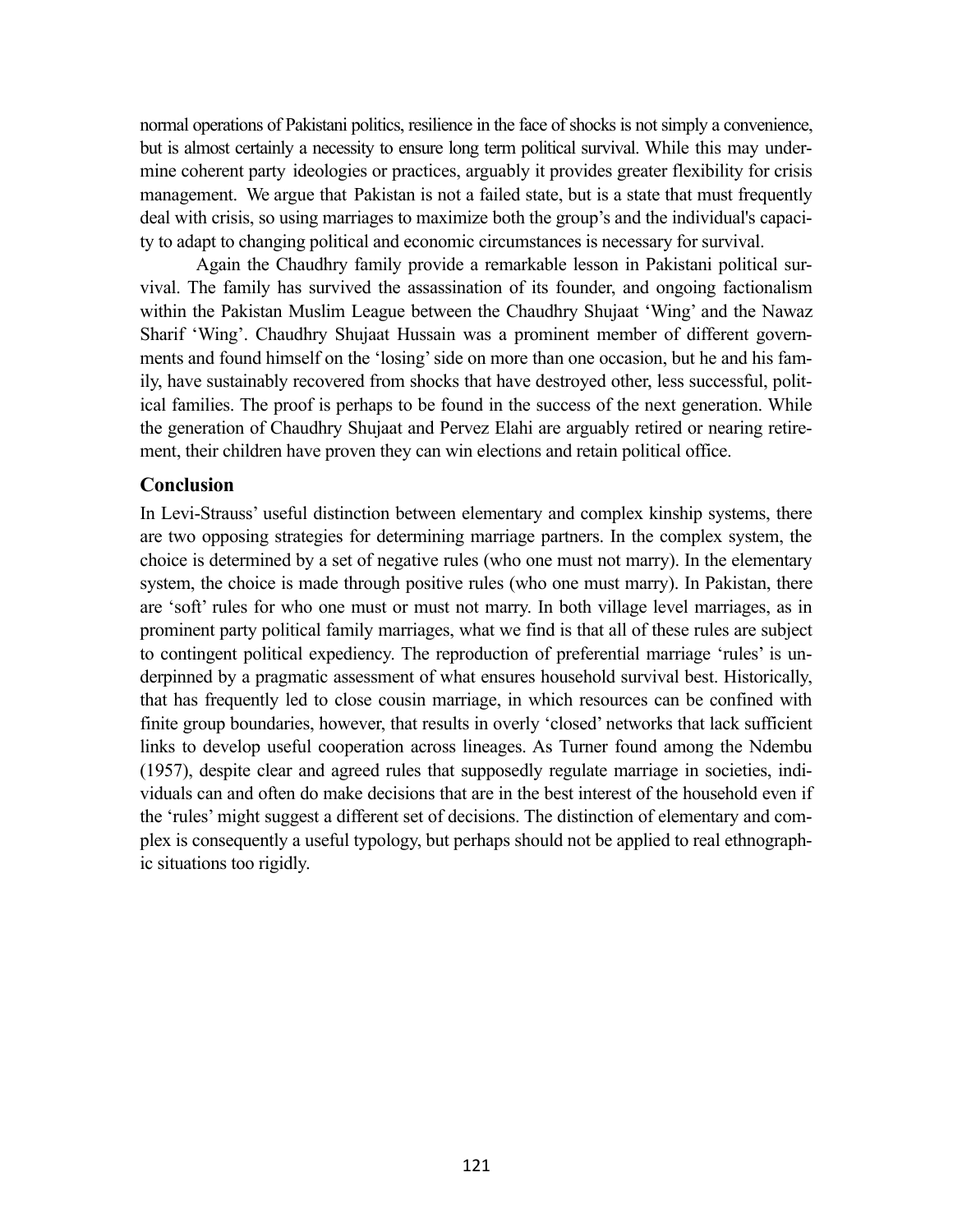normal operations of Pakistani politics, resilience in the face of shocks is not simply a convenience, but is almost certainly a necessity to ensure long term political survival. While this may undermine coherent party ideologies or practices, arguably it provides greater flexibility for crisis management. We argue that Pakistan is not a failed state, but is a state that must frequently deal with crisis, so using marriages to maximize both the group's and the individual's capacity to adapt to changing political and economic circumstances is necessary for survival.

Again the Chaudhry family provide a remarkable lesson in Pakistani political survival. The family has survived the assassination of its founder, and ongoing factionalism within the Pakistan Muslim League between the Chaudhry Shujaat 'Wing' and the Nawaz Sharif 'Wing'. Chaudhry Shujaat Hussain was a prominent member of different governments and found himself on the 'losing' side on more than one occasion, but he and his family, have sustainably recovered from shocks that have destroyed other, less successful, political families. The proof is perhaps to be found in the success of the next generation. While the generation of Chaudhry Shujaat and Pervez Elahi are arguably retired or nearing retirement, their children have proven they can win elections and retain political office.

## Conclusion

In Levi-Strauss' useful distinction between elementary and complex kinship systems, there are two opposing strategies for determining marriage partners. In the complex system, the choice is determined by a set of negative rules (who one must not marry). In the elementary system, the choice is made through positive rules (who one must marry). In Pakistan, there are 'soft' rules for who one must or must not marry. In both village level marriages, as in prominent party political family marriages, what we find is that all of these rules are subject to contingent political expediency. The reproduction of preferential marriage 'rules' is underpinned by a pragmatic assessment of what ensures household survival best. Historically, that has frequently led to close cousin marriage, in which resources can be confined with finite group boundaries, however, that results in overly 'closed' networks that lack sufficient links to develop useful cooperation across lineages. As Turner found among the Ndembu (1957), despite clear and agreed rules that supposedly regulate marriage in societies, individuals can and often do make decisions that are in the best interest of the household even if the 'rules' might suggest a different set of decisions. The distinction of elementary and complex is consequently a useful typology, but perhaps should not be applied to real ethnographic situations too rigidly.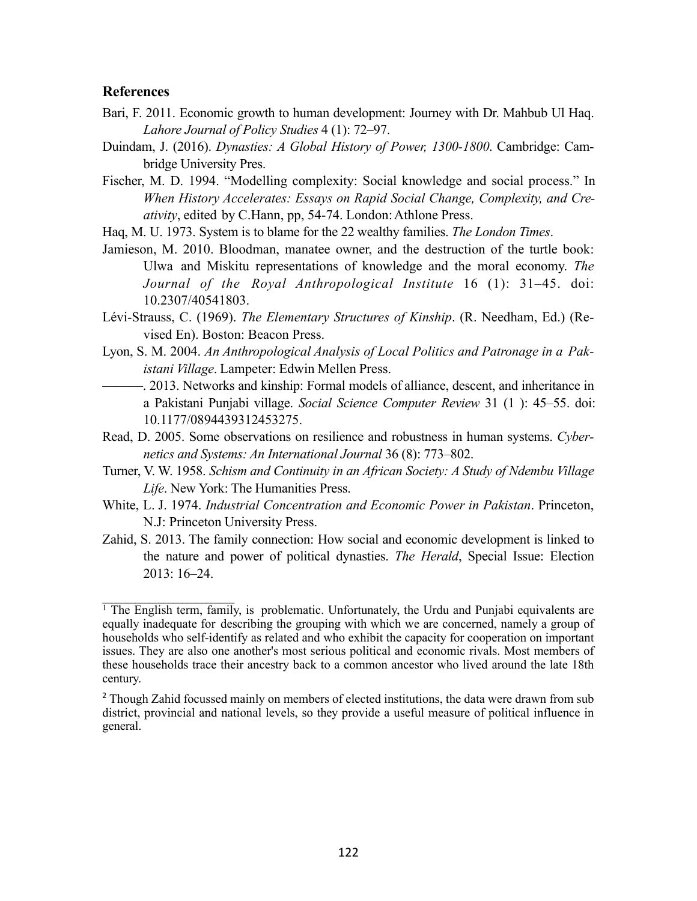## References

Bari, F. 2011. Economic growth to human development: Journey with Dr. Mahbub Ul Haq. *Lahore Journal of Policy Studies* 4 (1): 72–97.

Duindam, J. (2016). *Dynasties: A Global History of Power, 1300-1800*. Cambridge: Cambridge University Pres.

Fischer, M. D. 1994. "Modelling complexity: Social knowledge and social process." In *When History Accelerates: Essays on Rapid Social Change, Complexity, and Creativity*, edited by C.Hann, pp, 54-74. London: Athlone Press.

Haq, M. U. 1973. System is to blame for the 22 wealthy families. *The London Times*.

Jamieson, M. 2010. Bloodman, manatee owner, and the destruction of the turtle book: Ulwa and Miskitu representations of knowledge and the moral economy. *The Journal of the Royal Anthropological Institute* 16 (1): 31–45. doi: 10.2307/40541803.

Lévi-Strauss, C. (1969). *The Elementary Structures of Kinship*. (R. Needham, Ed.) (Revised En). Boston: Beacon Press.

Lyon, S. M. 2004. *An Anthropological Analysis of Local Politics and Patronage in a Pakistani Village*. Lampeter: Edwin Mellen Press.

———. 2013. Networks and kinship: Formal models of alliance, descent, and inheritance in a Pakistani Punjabi village. *Social Science Computer Review* 31 (1 ): 45–55. doi: 10.1177/0894439312453275.

Read, D. 2005. Some observations on resilience and robustness in human systems. *Cybernetics and Systems: An International Journal* 36 (8): 773–802.

Turner, V. W. 1958. *Schism and Continuity in an African Society: A Study of Ndembu Village Life*. New York: The Humanities Press.

White, L. J. 1974. *Industrial Concentration and Economic Power in Pakistan*. Princeton, N.J: Princeton University Press.

Zahid, S. 2013. The family connection: How social and economic development is linked to the nature and power of political dynasties. *The Herald*, Special Issue: Election 2013: 16–24.

---

[1] The English term, family, is problematic. Unfortunately, the Urdu and Punjabi equivalents are equally inadequate for describing the grouping with which we are concerned, namely a group of households who self-identify as related and who exhibit the capacity for cooperation on important issues. They are also one another's most serious political and economic rivals. Most members of these households trace their ancestry back to a common ancestor who lived around the late 18th century.

[2] Though Zahid focussed mainly on members of elected institutions, the data were drawn from sub district, provincial and national levels, so they provide a useful measure of political influence in general.